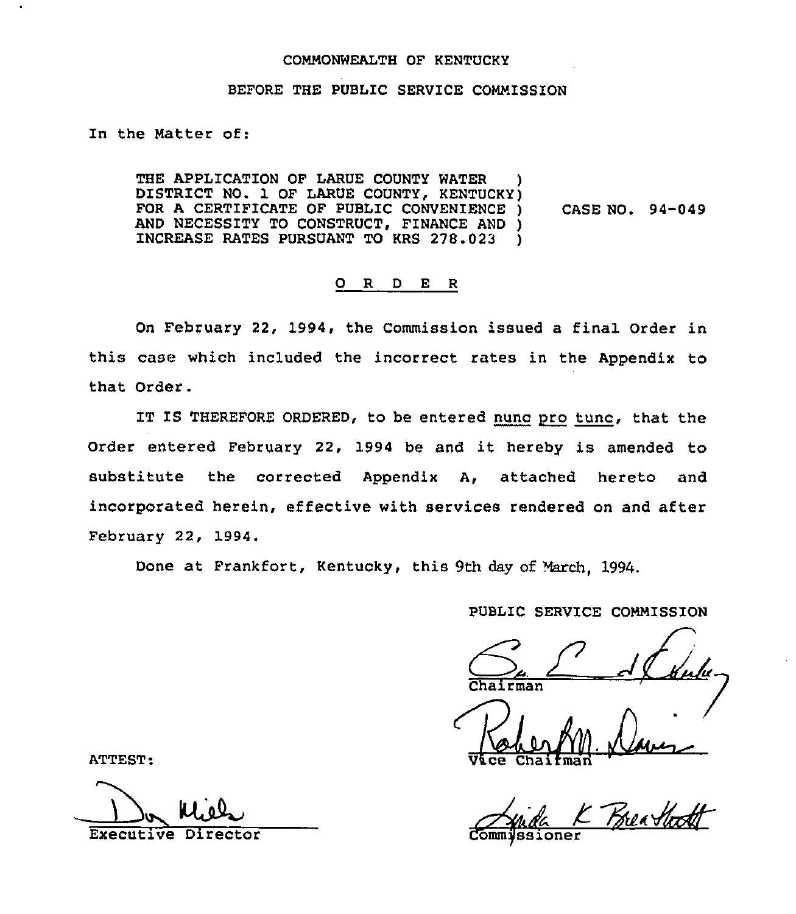COMMONWEALTH OF KENTUCKY

BEFORE THE PUBLIC SERVICE COMMISSION

In the Matter of:

THE APPLICATION OF LARUE COUNTY WATER DISTRICT NO. 1 OF LARUE COUNTY, KENTUCKY FOR A CERTIFICATE OF PUBLIC CONVENIENCE AND NECESSITY TO CONSTRUCT, FINANCE AND INCREASE RATES PURSUANT TO KRS 278.023

CASE NO. 94-049

## O R D E R

On February 22, 1994, the Commission issued a final Order in this case which included the incorrect rates in the Appendix to that Order.

IT IS THEREFORE ORDERED, to be entered nunc pro tunc, that the Order entered February 22, 1994 be and it hereby is amended to substitute the corrected Appendix A, attached hereto and incorporated herein, effective with services rendered on and after February 22, 1994.

Done at Frankfort, Kentucky, this 9th day of March, 1994.

PUBLIC SERVICE COMMISSION

Chairman

Vice Chairman

Commissioner

ATTEST:

Executive Director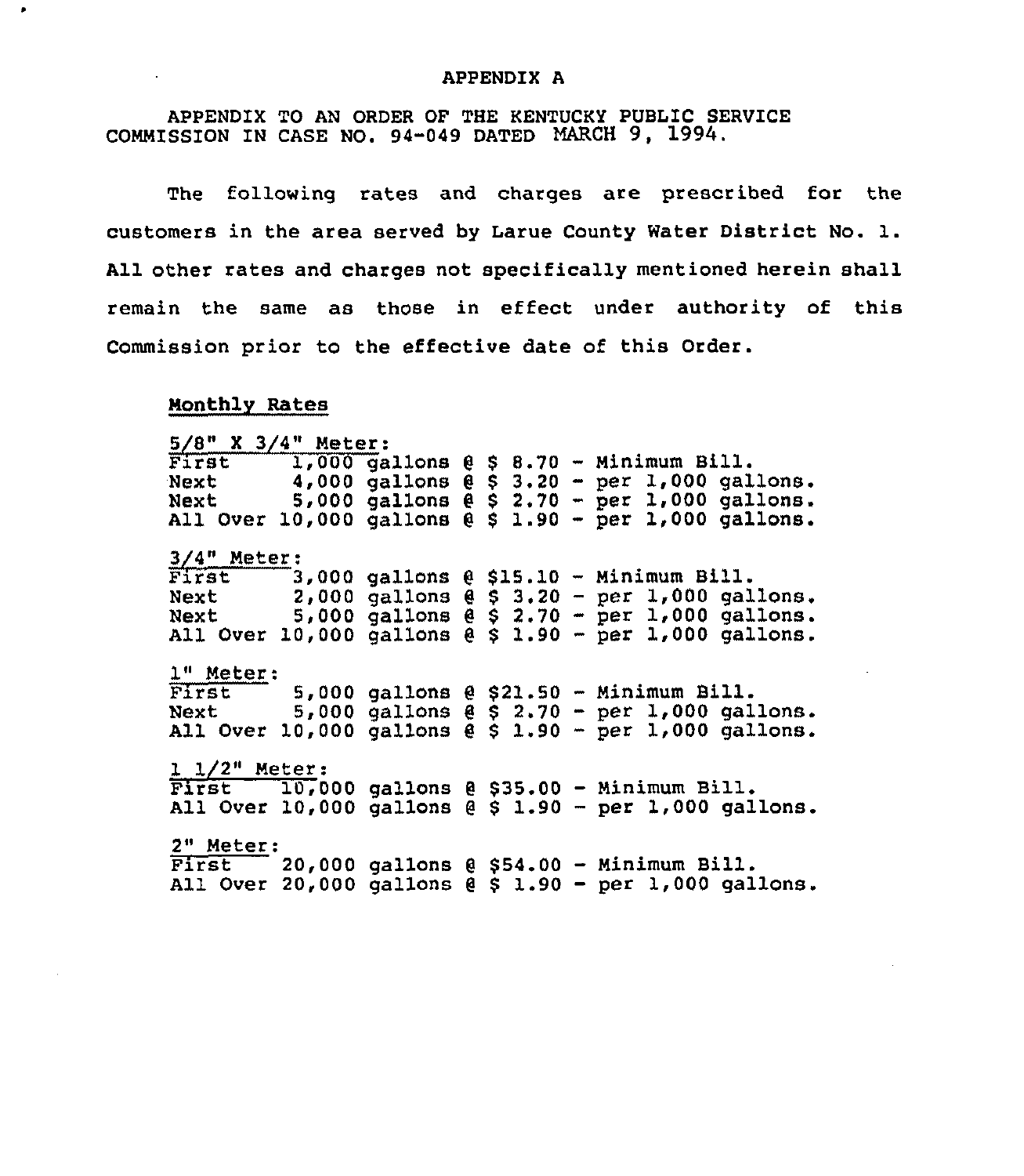APPENDIX A

APPENDIX TO AN ORDER OF THE KENTUCKY PUBLIC SERVICE COMMISSION IN CASE NO. 94-049 DATED MARCH 9, 1994.

The following rates and charges are prescribed for the customers in the area served by Larue County Water District No. 1. All other rates and charges not specifically mentioned herein shall remain the same as those in effect under authority of this Commission prior to the effective date of this Order.

Monthly Rates

5/8" X 3/4" Meter:

| | | | |
|---|---|---|---|
| First | 1,000 gallons | @ $ 8.70 | - Minimum Bill. |
| Next | 4,000 gallons | @ $ 3.20 | - per 1,000 gallons. |
| Next | 5,000 gallons | @ $ 2.70 | - per 1,000 gallons. |
| All Over | 10,000 gallons | @ $ 1.90 | - per 1,000 gallons. |

3/4" Meter:

| | | | |
|---|---|---|---|
| First | 3,000 gallons | @ $15.10 | - Minimum Bill. |
| Next | 2,000 gallons | @ $ 3.20 | - per 1,000 gallons. |
| Next | 5,000 gallons | @ $ 2.70 | - per 1,000 gallons. |
| All Over | 10,000 gallons | @ $ 1.90 | - per 1,000 gallons. |

1" Meter:

| | | | |
|---|---|---|---|
| First | 5,000 gallons | @ $21.50 | - Minimum Bill. |
| Next | 5,000 gallons | @ $ 2.70 | - per 1,000 gallons. |
| All Over | 10,000 gallons | @ $ 1.90 | - per 1,000 gallons. |

1 1/2" Meter:

| | | | |
|---|---|---|---|
| First | 10,000 gallons | @ $35.00 | - Minimum Bill. |
| All Over | 10,000 gallons | @ $ 1.90 | - per 1,000 gallons. |

2" Meter:

| | | | |
|---|---|---|---|
| First | 20,000 gallons | @ $54.00 | - Minimum Bill. |
| All Over | 20,000 gallons | @ $ 1.90 | - per 1,000 gallons. |